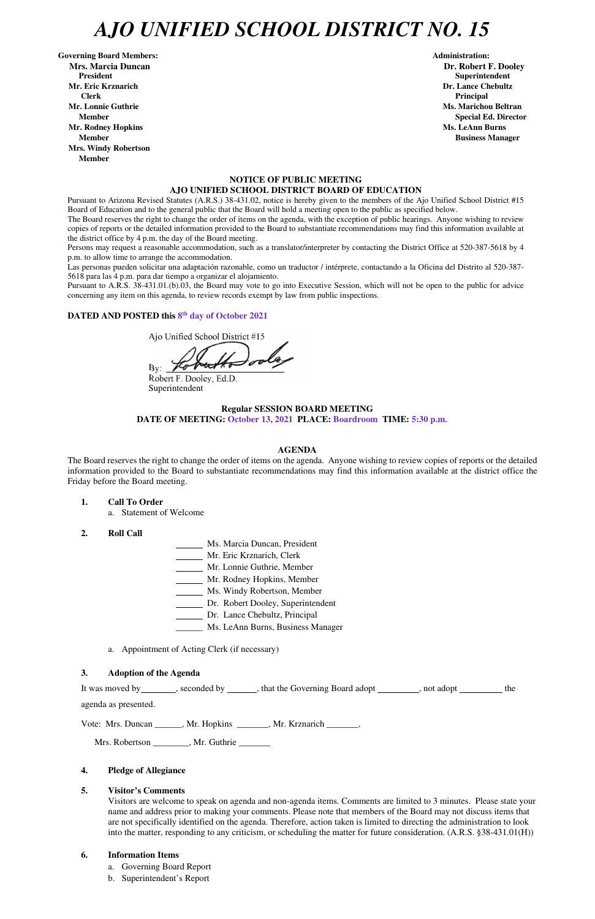# AJO UNIFIED SCHOOL DISTRICT NO. 15

**Governing Board Members:**
**Mrs. Marcia Duncan**
**President**
**Mr. Eric Krznarich**
**Clerk**
**Mr. Lonnie Guthrie**
**Member**
**Mr. Rodney Hopkins**
**Member**
**Mrs. Windy Robertson**
**Member**

**Administration:**
**Dr. Robert F. Dooley**
**Superintendent**
**Dr. Lance Chebultz**
**Principal**
**Ms. Marichou Beltran**
**Special Ed. Director**
**Ms. LeAnn Burns**
**Business Manager**

**NOTICE OF PUBLIC MEETING**
**AJO UNIFIED SCHOOL DISTRICT BOARD OF EDUCATION**

Pursuant to Arizona Revised Statutes (A.R.S.) 38-431.02, notice is hereby given to the members of the Ajo Unified School District #15 Board of Education and to the general public that the Board will hold a meeting open to the public as specified below.

The Board reserves the right to change the order of items on the agenda, with the exception of public hearings. Anyone wishing to review copies of reports or the detailed information provided to the Board to substantiate recommendations may find this information available at the district office by 4 p.m. the day of the Board meeting.

Persons may request a reasonable accommodation, such as a translator/interpreter by contacting the District Office at 520-387-5618 by 4 p.m. to allow time to arrange the accommodation.

Las personas pueden solicitar una adaptación razonable, como un traductor / intérprete, contactando a la Oficina del Distrito al 520-387-5618 para las 4 p.m. para dar tiempo a organizar el alojamiento.

Pursuant to A.R.S. 38-431.01.(b).03, the Board may vote to go into Executive Session, which will not be open to the public for advice concerning any item on this agenda, to review records exempt by law from public inspections.

**DATED AND POSTED this 8th day of October 2021**

Ajo Unified School District #15

By: _______________
Robert F. Dooley, Ed.D.
Superintendent

**Regular SESSION BOARD MEETING**
**DATE OF MEETING: October 13, 2021 PLACE: Boardroom TIME: 5:30 p.m.**

**AGENDA**

The Board reserves the right to change the order of items on the agenda. Anyone wishing to review copies of reports or the detailed information provided to the Board to substantiate recommendations may find this information available at the district office the Friday before the Board meeting.

1. **Call To Order**
   a. Statement of Welcome

2. **Roll Call**

   ______ Ms. Marcia Duncan, President
   ______ Mr. Eric Krznarich, Clerk
   ______ Mr. Lonnie Guthrie, Member
   ______ Mr. Rodney Hopkins, Member
   ______ Ms. Windy Robertson, Member
   ______ Dr. Robert Dooley, Superintendent
   ______ Dr. Lance Chebultz, Principal
   ______ Ms. LeAnn Burns, Business Manager

   a. Appointment of Acting Clerk (if necessary)

3. **Adoption of the Agenda**

   It was moved by________, seconded by ______, that the Governing Board adopt _________, not adopt _________ the agenda as presented.

   Vote: Mrs. Duncan ______, Mr. Hopkins _______, Mr. Krznarich _______,
   Mrs. Robertson ________, Mr. Guthrie _______

4. **Pledge of Allegiance**

5. **Visitor's Comments**
   Visitors are welcome to speak on agenda and non-agenda items. Comments are limited to 3 minutes. Please state your name and address prior to making your comments. Please note that members of the Board may not discuss items that are not specifically identified on the agenda. Therefore, action taken is limited to directing the administration to look into the matter, responding to any criticism, or scheduling the matter for future consideration. (A.R.S. §38-431.01(H))

6. **Information Items**
   a. Governing Board Report
   b. Superintendent's Report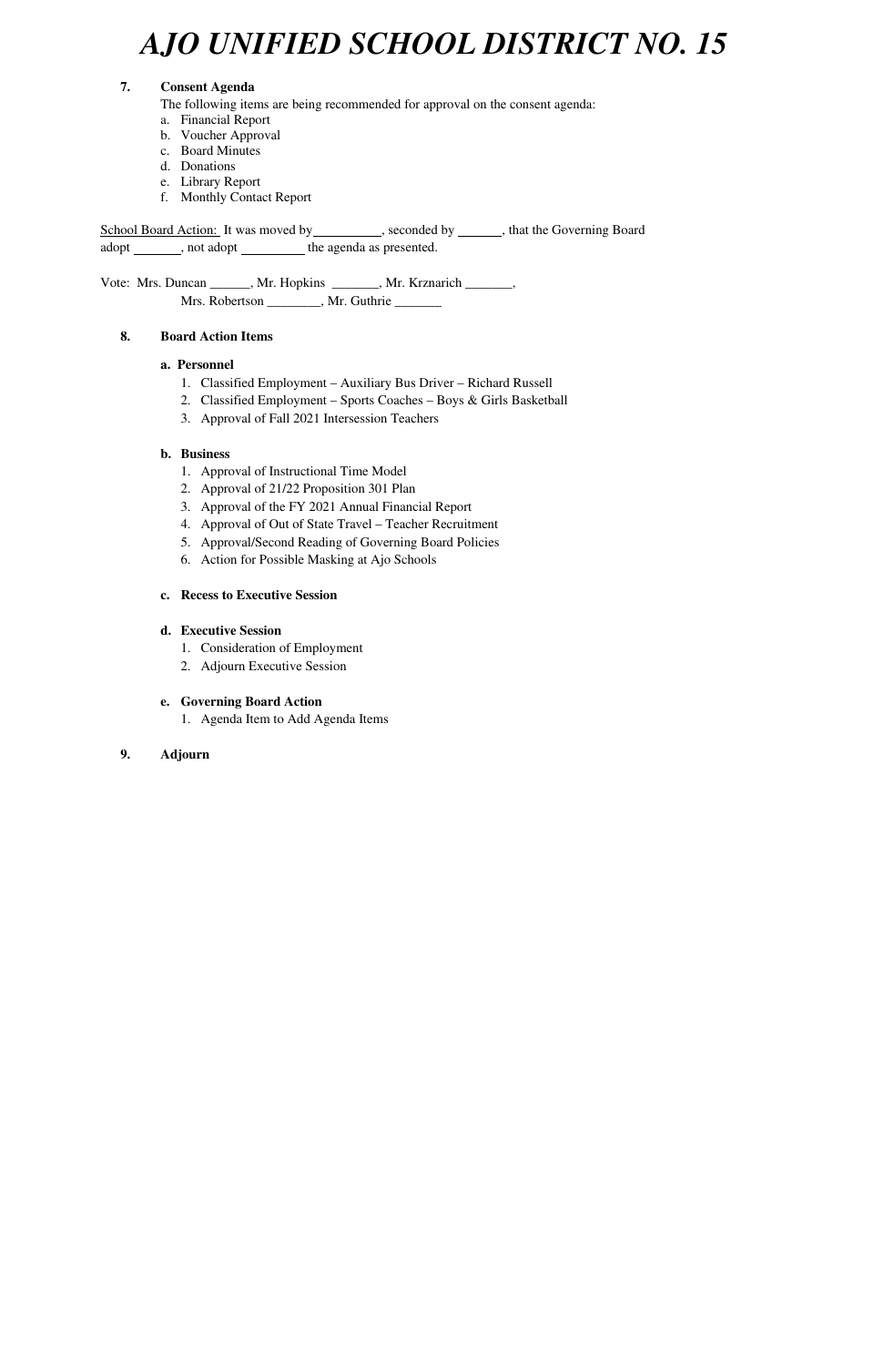# AJO UNIFIED SCHOOL DISTRICT NO. 15

**7. Consent Agenda**

The following items are being recommended for approval on the consent agenda:

a. Financial Report
b. Voucher Approval
c. Board Minutes
d. Donations
e. Library Report
f. Monthly Contact Report

School Board Action: It was moved by __________, seconded by ______, that the Governing Board adopt _______, not adopt _________ the agenda as presented.

Vote: Mrs. Duncan ______, Mr. Hopkins _______, Mr. Krznarich _______,
Mrs. Robertson ________, Mr. Guthrie _______

**8. Board Action Items**

**a. Personnel**

1. Classified Employment – Auxiliary Bus Driver – Richard Russell
2. Classified Employment – Sports Coaches – Boys & Girls Basketball
3. Approval of Fall 2021 Intersession Teachers

**b. Business**

1. Approval of Instructional Time Model
2. Approval of 21/22 Proposition 301 Plan
3. Approval of the FY 2021 Annual Financial Report
4. Approval of Out of State Travel – Teacher Recruitment
5. Approval/Second Reading of Governing Board Policies
6. Action for Possible Masking at Ajo Schools

**c. Recess to Executive Session**

**d. Executive Session**

1. Consideration of Employment
2. Adjourn Executive Session

**e. Governing Board Action**

1. Agenda Item to Add Agenda Items

**9. Adjourn**